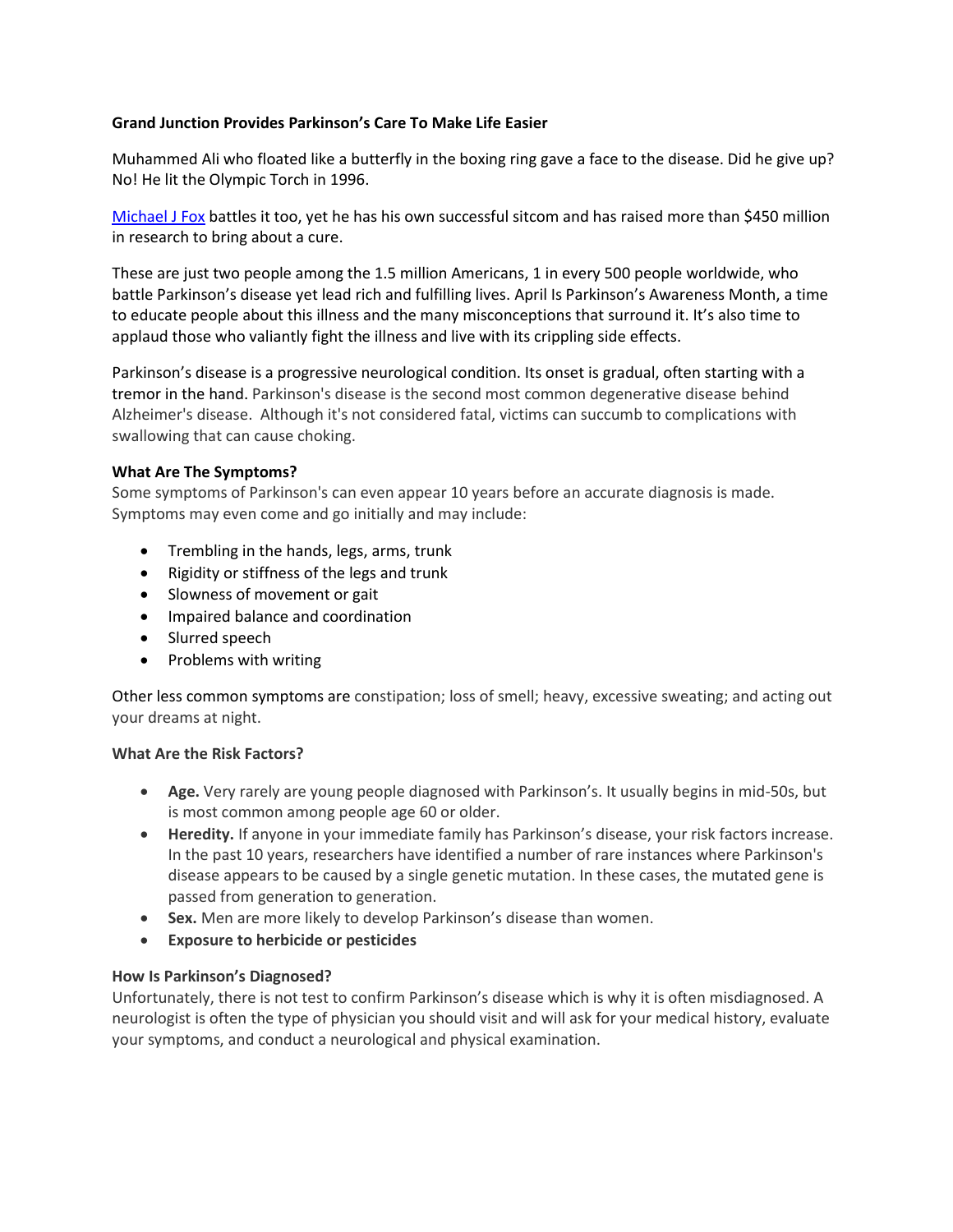# Grand Junction Provides Parkinson's Care To Make Life Easier

Muhammed Ali who floated like a butterfly in the boxing ring gave a face to the disease. Did he give up? No! He lit the Olympic Torch in 1996.

Michael J Fox battles it too, yet he has his own successful sitcom and has raised more than $450 million in research to bring about a cure.

These are just two people among the 1.5 million Americans, 1 in every 500 people worldwide, who battle Parkinson's disease yet lead rich and fulfilling lives. April Is Parkinson's Awareness Month, a time to educate people about this illness and the many misconceptions that surround it. It's also time to applaud those who valiantly fight the illness and live with its crippling side effects.

Parkinson's disease is a progressive neurological condition. Its onset is gradual, often starting with a tremor in the hand. Parkinson's disease is the second most common degenerative disease behind Alzheimer's disease. Although it's not considered fatal, victims can succumb to complications with swallowing that can cause choking.

## What Are The Symptoms?

Some symptoms of Parkinson's can even appear 10 years before an accurate diagnosis is made. Symptoms may even come and go initially and may include:

- Trembling in the hands, legs, arms, trunk
- Rigidity or stiffness of the legs and trunk
- Slowness of movement or gait
- Impaired balance and coordination
- Slurred speech
- Problems with writing

Other less common symptoms are constipation; loss of smell; heavy, excessive sweating; and acting out your dreams at night.

## What Are the Risk Factors?

- **Age.** Very rarely are young people diagnosed with Parkinson's. It usually begins in mid-50s, but is most common among people age 60 or older.
- **Heredity.** If anyone in your immediate family has Parkinson's disease, your risk factors increase. In the past 10 years, researchers have identified a number of rare instances where Parkinson's disease appears to be caused by a single genetic mutation. In these cases, the mutated gene is passed from generation to generation.
- **Sex.** Men are more likely to develop Parkinson's disease than women.
- **Exposure to herbicide or pesticides**

## How Is Parkinson's Diagnosed?

Unfortunately, there is not test to confirm Parkinson's disease which is why it is often misdiagnosed. A neurologist is often the type of physician you should visit and will ask for your medical history, evaluate your symptoms, and conduct a neurological and physical examination.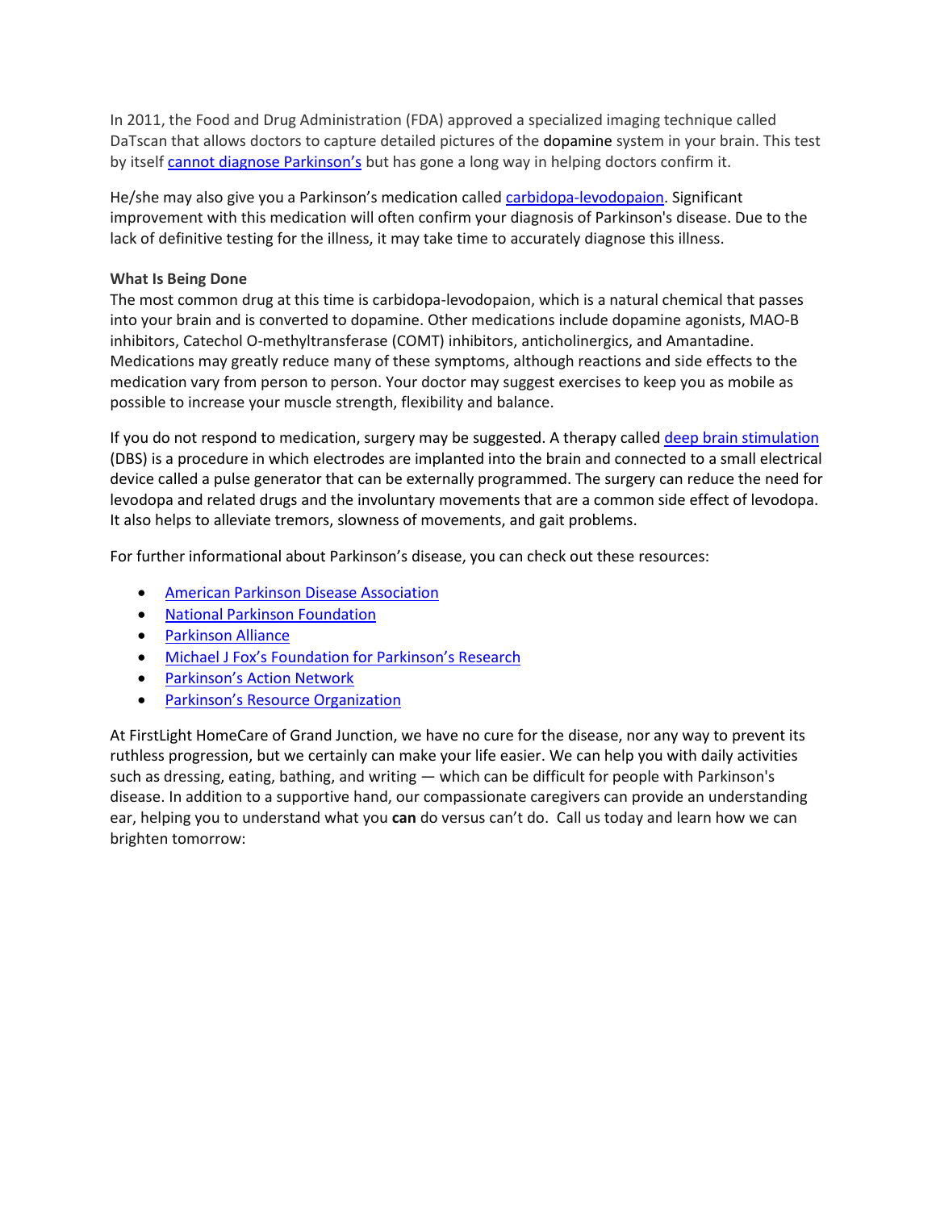In 2011, the Food and Drug Administration (FDA) approved a specialized imaging technique called DaTscan that allows doctors to capture detailed pictures of the dopamine system in your brain. This test by itself cannot diagnose Parkinson's but has gone a long way in helping doctors confirm it.

He/she may also give you a Parkinson's medication called carbidopa-levodopaion. Significant improvement with this medication will often confirm your diagnosis of Parkinson's disease. Due to the lack of definitive testing for the illness, it may take time to accurately diagnose this illness.

**What Is Being Done**

The most common drug at this time is carbidopa-levodopaion, which is a natural chemical that passes into your brain and is converted to dopamine. Other medications include dopamine agonists, MAO-B inhibitors, Catechol O-methyltransferase (COMT) inhibitors, anticholinergics, and Amantadine. Medications may greatly reduce many of these symptoms, although reactions and side effects to the medication vary from person to person. Your doctor may suggest exercises to keep you as mobile as possible to increase your muscle strength, flexibility and balance.

If you do not respond to medication, surgery may be suggested. A therapy called deep brain stimulation (DBS) is a procedure in which electrodes are implanted into the brain and connected to a small electrical device called a pulse generator that can be externally programmed. The surgery can reduce the need for levodopa and related drugs and the involuntary movements that are a common side effect of levodopa. It also helps to alleviate tremors, slowness of movements, and gait problems.

For further informational about Parkinson's disease, you can check out these resources:

- American Parkinson Disease Association
- National Parkinson Foundation
- Parkinson Alliance
- Michael J Fox's Foundation for Parkinson's Research
- Parkinson's Action Network
- Parkinson's Resource Organization

At FirstLight HomeCare of Grand Junction, we have no cure for the disease, nor any way to prevent its ruthless progression, but we certainly can make your life easier. We can help you with daily activities such as dressing, eating, bathing, and writing — which can be difficult for people with Parkinson's disease. In addition to a supportive hand, our compassionate caregivers can provide an understanding ear, helping you to understand what you **can** do versus can't do. Call us today and learn how we can brighten tomorrow: